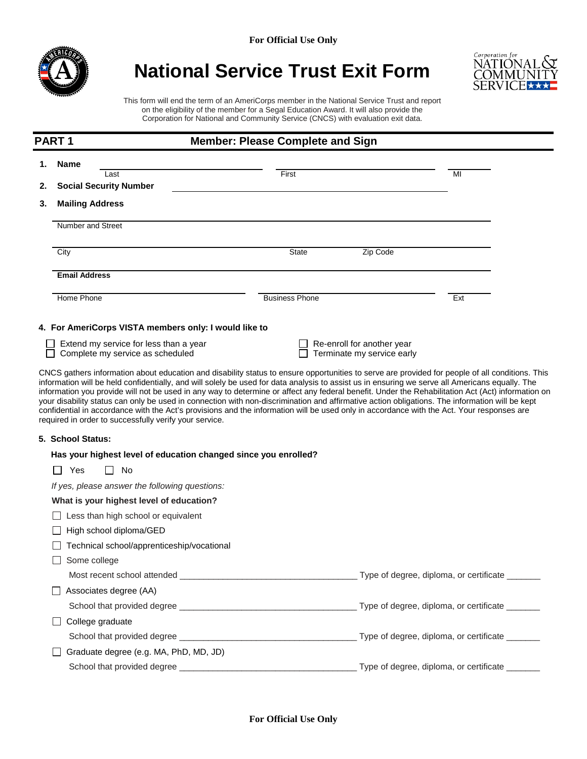For Official Use Only

# National Service Trust Exit Form

This form will end the term of an AmeriCorps member in the National Service Trust and report on the eligibility of the member for a Segal Education Award. It will also provide the Corporation for National and Community Service (CNCS) with evaluation exit data.

## PART 1 — Member: Please Complete and Sign

**1. Name**

______________________ Last ______________________ First ______ MI

**2. Social Security Number** ______________________

**3. Mailing Address**

______________________________________________
Number and Street

______________________________________________
City State Zip Code

______________________________________________
**Email Address**

______________________ Home Phone ______________________ Business Phone ______ Ext

**4. For AmeriCorps VISTA members only: I would like to**

- ☐ Extend my service for less than a year
- ☐ Complete my service as scheduled
- ☐ Re-enroll for another year
- ☐ Terminate my service early

CNCS gathers information about education and disability status to ensure opportunities to serve are provided for people of all conditions. This information will be held confidentially, and will solely be used for data analysis to assist us in ensuring we serve all Americans equally. The information you provide will not be used in any way to determine or affect any federal benefit. Under the Rehabilitation Act (Act) information on your disability status can only be used in connection with non-discrimination and affirmative action obligations. The information will be kept confidential in accordance with the Act's provisions and the information will be used only in accordance with the Act. Your responses are required in order to successfully verify your service.

**5. School Status:**

**Has your highest level of education changed since you enrolled?**

☐ Yes ☐ No

*If yes, please answer the following questions:*

**What is your highest level of education?**

- ☐ Less than high school or equivalent
- ☐ High school diploma/GED
- ☐ Technical school/apprenticeship/vocational
- ☐ Some college
  - Most recent school attended ______________________ Type of degree, diploma, or certificate ______
- ☐ Associates degree (AA)
  - School that provided degree ______________________ Type of degree, diploma, or certificate ______
- ☐ College graduate
  - School that provided degree ______________________ Type of degree, diploma, or certificate ______
- ☐ Graduate degree (e.g. MA, PhD, MD, JD)
  - School that provided degree ______________________ Type of degree, diploma, or certificate ______

For Official Use Only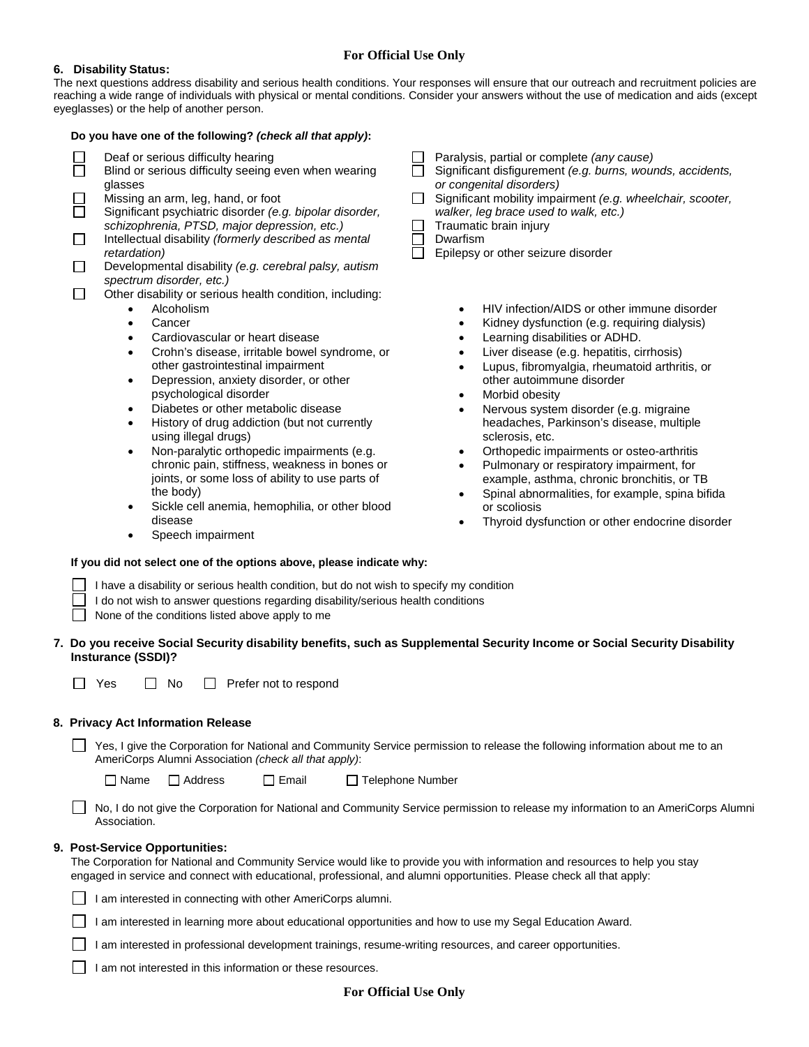**6. Disability Status:**

The next questions address disability and serious health conditions. Your responses will ensure that our outreach and recruitment policies are reaching a wide range of individuals with physical or mental conditions. Consider your answers without the use of medication and aids (except eyeglasses) or the help of another person.

**Do you have one of the following? *(check all that apply)*:**

- ☐ Deaf or serious difficulty hearing
- ☐ Blind or serious difficulty seeing even when wearing glasses
- ☐ Missing an arm, leg, hand, or foot
- ☐ Significant psychiatric disorder *(e.g. bipolar disorder, schizophrenia, PTSD, major depression, etc.)*
- ☐ Intellectual disability *(formerly described as mental retardation)*
- ☐ Developmental disability *(e.g. cerebral palsy, autism spectrum disorder, etc.)*
- ☐ Paralysis, partial or complete *(any cause)*
- ☐ Significant disfigurement *(e.g. burns, wounds, accidents, or congenital disorders)*
- ☐ Significant mobility impairment *(e.g. wheelchair, scooter, walker, leg brace used to walk, etc.)*
- ☐ Traumatic brain injury
- ☐ Dwarfism
- ☐ Epilepsy or other seizure disorder
- ☐ Other disability or serious health condition, including:
  - Alcoholism
  - Cancer
  - Cardiovascular or heart disease
  - Crohn's disease, irritable bowel syndrome, or other gastrointestinal impairment
  - Depression, anxiety disorder, or other psychological disorder
  - Diabetes or other metabolic disease
  - History of drug addiction (but not currently using illegal drugs)
  - Non-paralytic orthopedic impairments (e.g. chronic pain, stiffness, weakness in bones or joints, or some loss of ability to use parts of the body)
  - Sickle cell anemia, hemophilia, or other blood disease
  - Speech impairment
  - HIV infection/AIDS or other immune disorder
  - Kidney dysfunction (e.g. requiring dialysis)
  - Learning disabilities or ADHD.
  - Liver disease (e.g. hepatitis, cirrhosis)
  - Lupus, fibromyalgia, rheumatoid arthritis, or other autoimmune disorder
  - Morbid obesity
  - Nervous system disorder (e.g. migraine headaches, Parkinson's disease, multiple sclerosis, etc.
  - Orthopedic impairments or osteo-arthritis
  - Pulmonary or respiratory impairment, for example, asthma, chronic bronchitis, or TB
  - Spinal abnormalities, for example, spina bifida or scoliosis
  - Thyroid dysfunction or other endocrine disorder

**If you did not select one of the options above, please indicate why:**

- ☐ I have a disability or serious health condition, but do not wish to specify my condition
- ☐ I do not wish to answer questions regarding disability/serious health conditions
- ☐ None of the conditions listed above apply to me

**7. Do you receive Social Security disability benefits, such as Supplemental Security Income or Social Security Disability Insturance (SSDI)?**

☐ Yes ☐ No ☐ Prefer not to respond

**8. Privacy Act Information Release**

☐ Yes, I give the Corporation for National and Community Service permission to release the following information about me to an AmeriCorps Alumni Association *(check all that apply)*:

☐ Name ☐ Address ☐ Email ☐ Telephone Number

☐ No, I do not give the Corporation for National and Community Service permission to release my information to an AmeriCorps Alumni Association.

**9. Post-Service Opportunities:**

The Corporation for National and Community Service would like to provide you with information and resources to help you stay engaged in service and connect with educational, professional, and alumni opportunities. Please check all that apply:

- ☐ I am interested in connecting with other AmeriCorps alumni.
- ☐ I am interested in learning more about educational opportunities and how to use my Segal Education Award.
- ☐ I am interested in professional development trainings, resume-writing resources, and career opportunities.
- ☐ I am not interested in this information or these resources.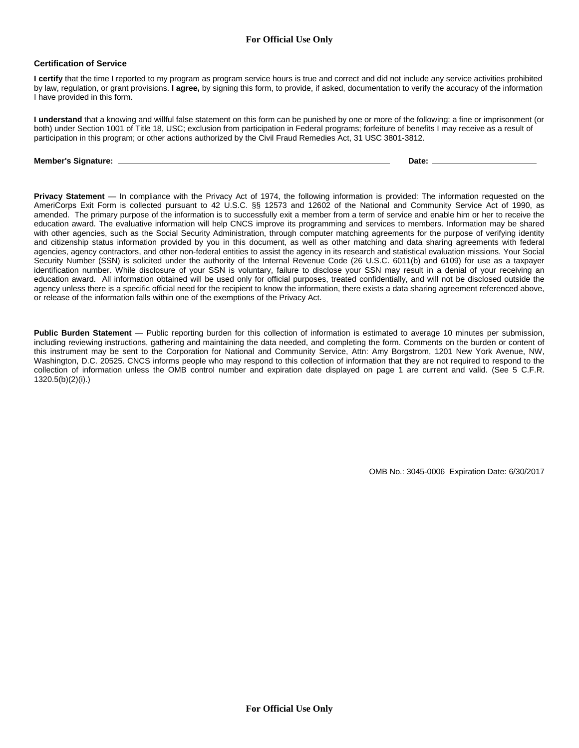## Certification of Service

**I certify** that the time I reported to my program as program service hours is true and correct and did not include any service activities prohibited by law, regulation, or grant provisions. **I agree,** by signing this form, to provide, if asked, documentation to verify the accuracy of the information I have provided in this form.

**I understand** that a knowing and willful false statement on this form can be punished by one or more of the following: a fine or imprisonment (or both) under Section 1001 of Title 18, USC; exclusion from participation in Federal programs; forfeiture of benefits I may receive as a result of participation in this program; or other actions authorized by the Civil Fraud Remedies Act, 31 USC 3801-3812.

**Member's Signature:** ______________________________ **Date:** ____________

**Privacy Statement** — In compliance with the Privacy Act of 1974, the following information is provided: The information requested on the AmeriCorps Exit Form is collected pursuant to 42 U.S.C. §§ 12573 and 12602 of the National and Community Service Act of 1990, as amended. The primary purpose of the information is to successfully exit a member from a term of service and enable him or her to receive the education award. The evaluative information will help CNCS improve its programming and services to members. Information may be shared with other agencies, such as the Social Security Administration, through computer matching agreements for the purpose of verifying identity and citizenship status information provided by you in this document, as well as other matching and data sharing agreements with federal agencies, agency contractors, and other non-federal entities to assist the agency in its research and statistical evaluation missions. Your Social Security Number (SSN) is solicited under the authority of the Internal Revenue Code (26 U.S.C. 6011(b) and 6109) for use as a taxpayer identification number. While disclosure of your SSN is voluntary, failure to disclose your SSN may result in a denial of your receiving an education award. All information obtained will be used only for official purposes, treated confidentially, and will not be disclosed outside the agency unless there is a specific official need for the recipient to know the information, there exists a data sharing agreement referenced above, or release of the information falls within one of the exemptions of the Privacy Act.

**Public Burden Statement** — Public reporting burden for this collection of information is estimated to average 10 minutes per submission, including reviewing instructions, gathering and maintaining the data needed, and completing the form. Comments on the burden or content of this instrument may be sent to the Corporation for National and Community Service, Attn: Amy Borgstrom, 1201 New York Avenue, NW, Washington, D.C. 20525. CNCS informs people who may respond to this collection of information that they are not required to respond to the collection of information unless the OMB control number and expiration date displayed on page 1 are current and valid. (See 5 C.F.R. 1320.5(b)(2)(i).)

OMB No.: 3045-0006 Expiration Date: 6/30/2017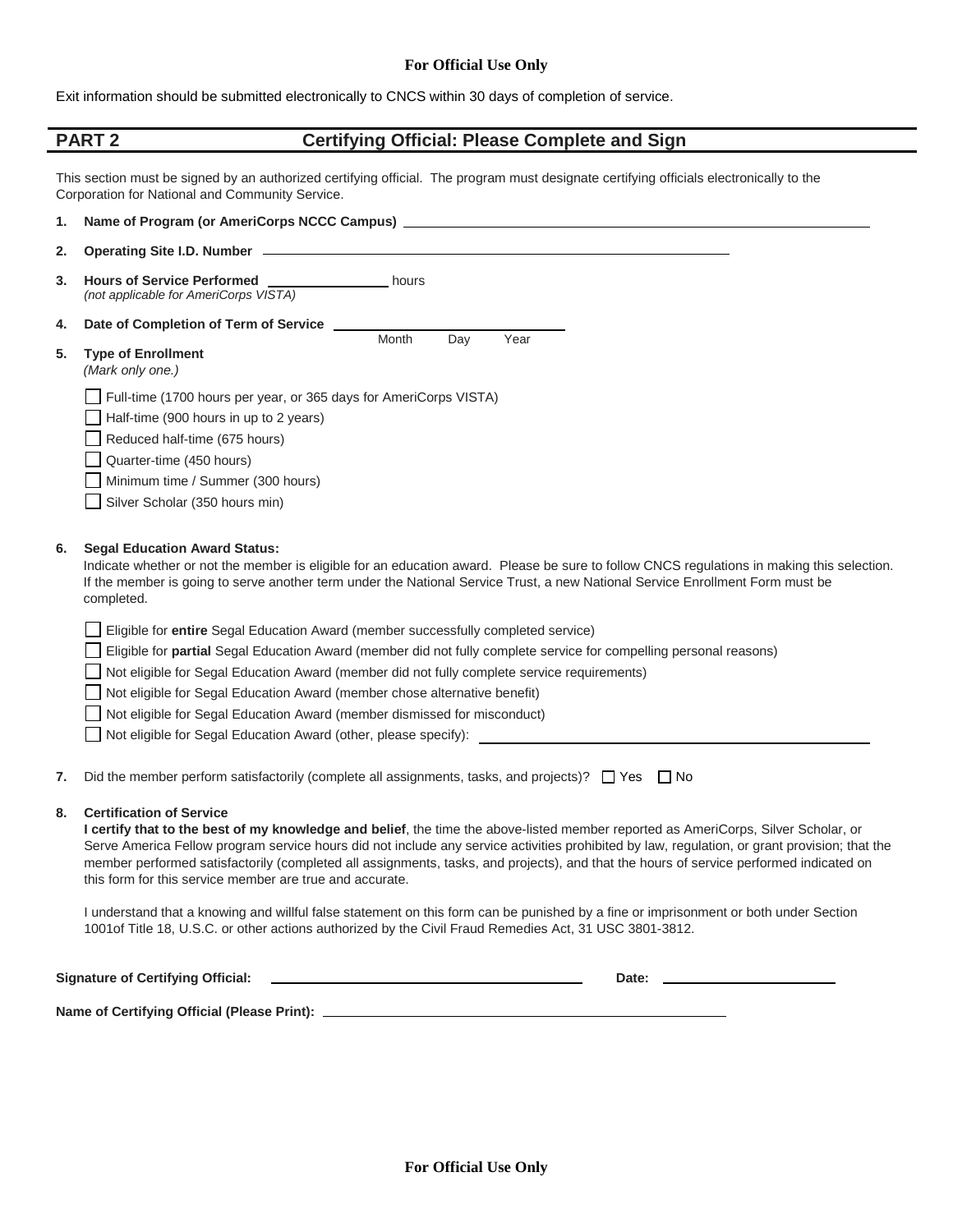**For Official Use Only**

Exit information should be submitted electronically to CNCS within 30 days of completion of service.

## PART 2 Certifying Official: Please Complete and Sign

This section must be signed by an authorized certifying official. The program must designate certifying officials electronically to the Corporation for National and Community Service.

1. **Name of Program (or AmeriCorps NCCC Campus)** ______________________________

2. **Operating Site I.D. Number** ______________________________

3. **Hours of Service Performed** ____________ hours
   *(not applicable for AmeriCorps VISTA)*

4. **Date of Completion of Term of Service** ______________________________
   Month Day Year

5. **Type of Enrollment**
   *(Mark only one.)*

   - ☐ Full-time (1700 hours per year, or 365 days for AmeriCorps VISTA)
   - ☐ Half-time (900 hours in up to 2 years)
   - ☐ Reduced half-time (675 hours)
   - ☐ Quarter-time (450 hours)
   - ☐ Minimum time / Summer (300 hours)
   - ☐ Silver Scholar (350 hours min)

6. **Segal Education Award Status:**
   Indicate whether or not the member is eligible for an education award. Please be sure to follow CNCS regulations in making this selection. If the member is going to serve another term under the National Service Trust, a new National Service Enrollment Form must be completed.

   - ☐ Eligible for **entire** Segal Education Award (member successfully completed service)
   - ☐ Eligible for **partial** Segal Education Award (member did not fully complete service for compelling personal reasons)
   - ☐ Not eligible for Segal Education Award (member did not fully complete service requirements)
   - ☐ Not eligible for Segal Education Award (member chose alternative benefit)
   - ☐ Not eligible for Segal Education Award (member dismissed for misconduct)
   - ☐ Not eligible for Segal Education Award (other, please specify): ______________________________

7. Did the member perform satisfactorily (complete all assignments, tasks, and projects)? ☐ Yes ☐ No

8. **Certification of Service**
   **I certify that to the best of my knowledge and belief**, the time the above-listed member reported as AmeriCorps, Silver Scholar, or Serve America Fellow program service hours did not include any service activities prohibited by law, regulation, or grant provision; that the member performed satisfactorily (completed all assignments, tasks, and projects), and that the hours of service performed indicated on this form for this service member are true and accurate.

   I understand that a knowing and willful false statement on this form can be punished by a fine or imprisonment or both under Section 1001of Title 18, U.S.C. or other actions authorized by the Civil Fraud Remedies Act, 31 USC 3801-3812.

**Signature of Certifying Official:** ______________________________ **Date:** ____________

**Name of Certifying Official (Please Print):** ______________________________

**For Official Use Only**